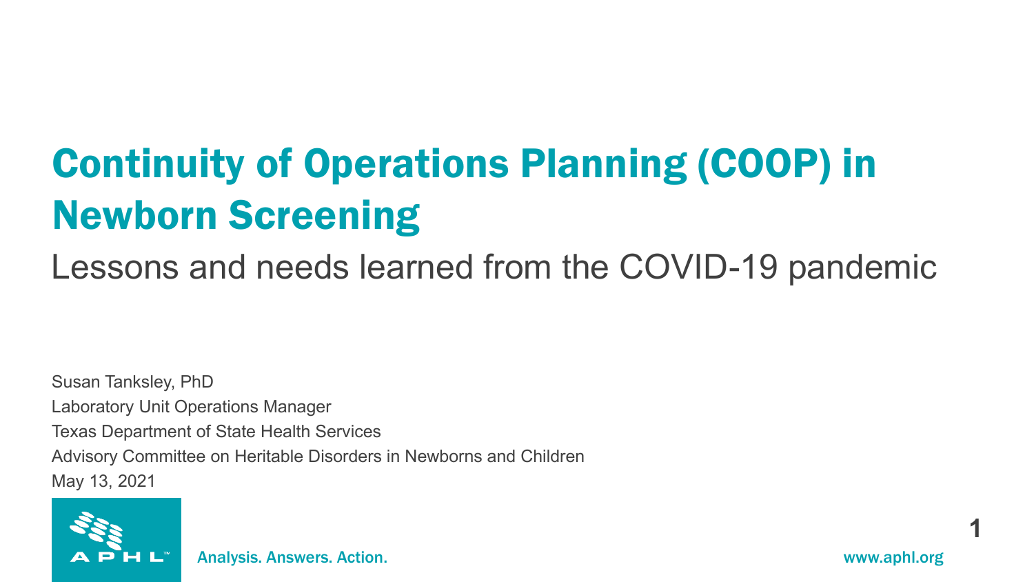# Continuity of Operations Planning (COOP) in Newborn Screening

## Lessons and needs learned from the COVID-19 pandemic

Susan Tanksley, PhD
Laboratory Unit Operations Manager
Texas Department of State Health Services
Advisory Committee on Heritable Disorders in Newborns and Children
May 13, 2021

APHL™ Analysis. Answers. Action.

www.aphl.org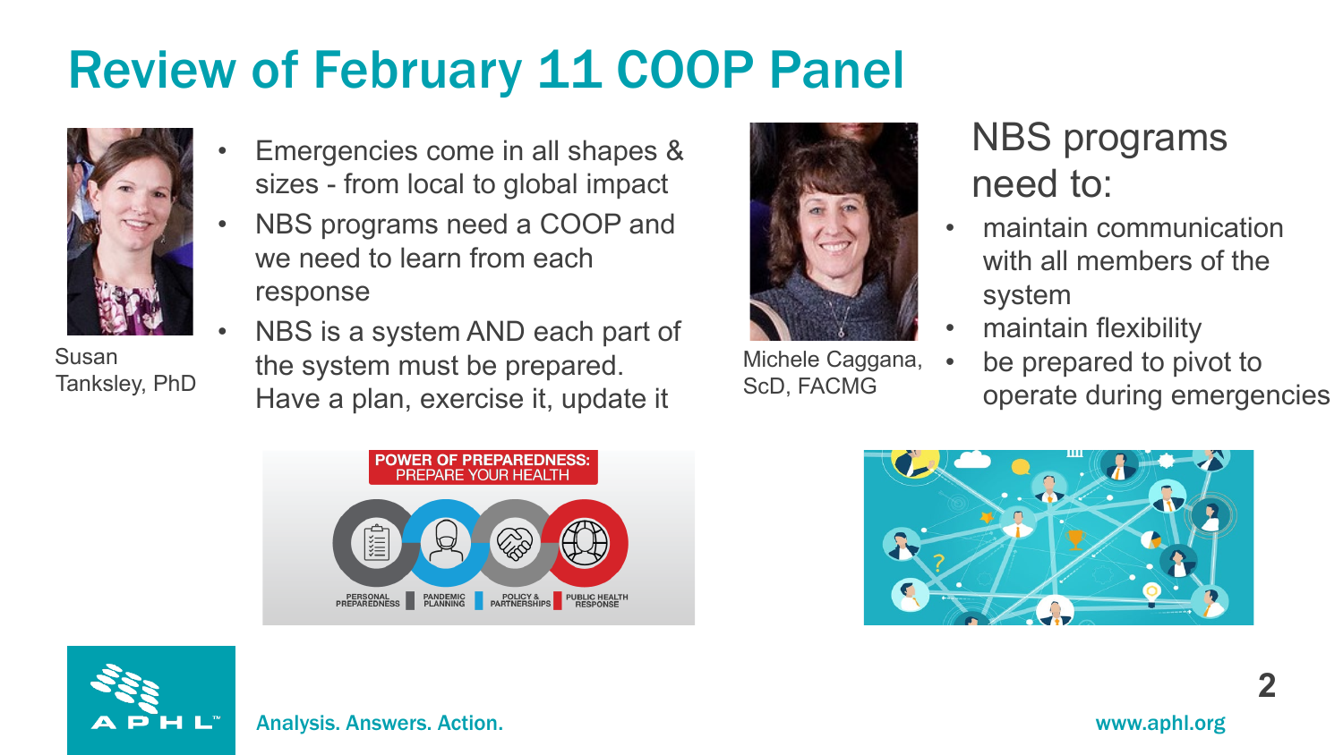# Review of February 11 COOP Panel

Susan Tanksley, PhD

- Emergencies come in all shapes & sizes - from local to global impact
- NBS programs need a COOP and we need to learn from each response
- NBS is a system AND each part of the system must be prepared. Have a plan, execute it, update it

Michele Caggana, ScD, FACMG

NBS programs need to:

- maintain communication with all members of the system
- maintain flexibility
- be prepared to pivot to operate during emergencies

POWER OF PREPAREDNESS: PREPARE YOUR HEALTH

PERSONAL PREPAREDNESS | PANDEMIC PLANNING | POLICY & PARTNERSHIPS | PUBLIC HEALTH RESPONSE

Analysis. Answers. Action.

www.aphl.org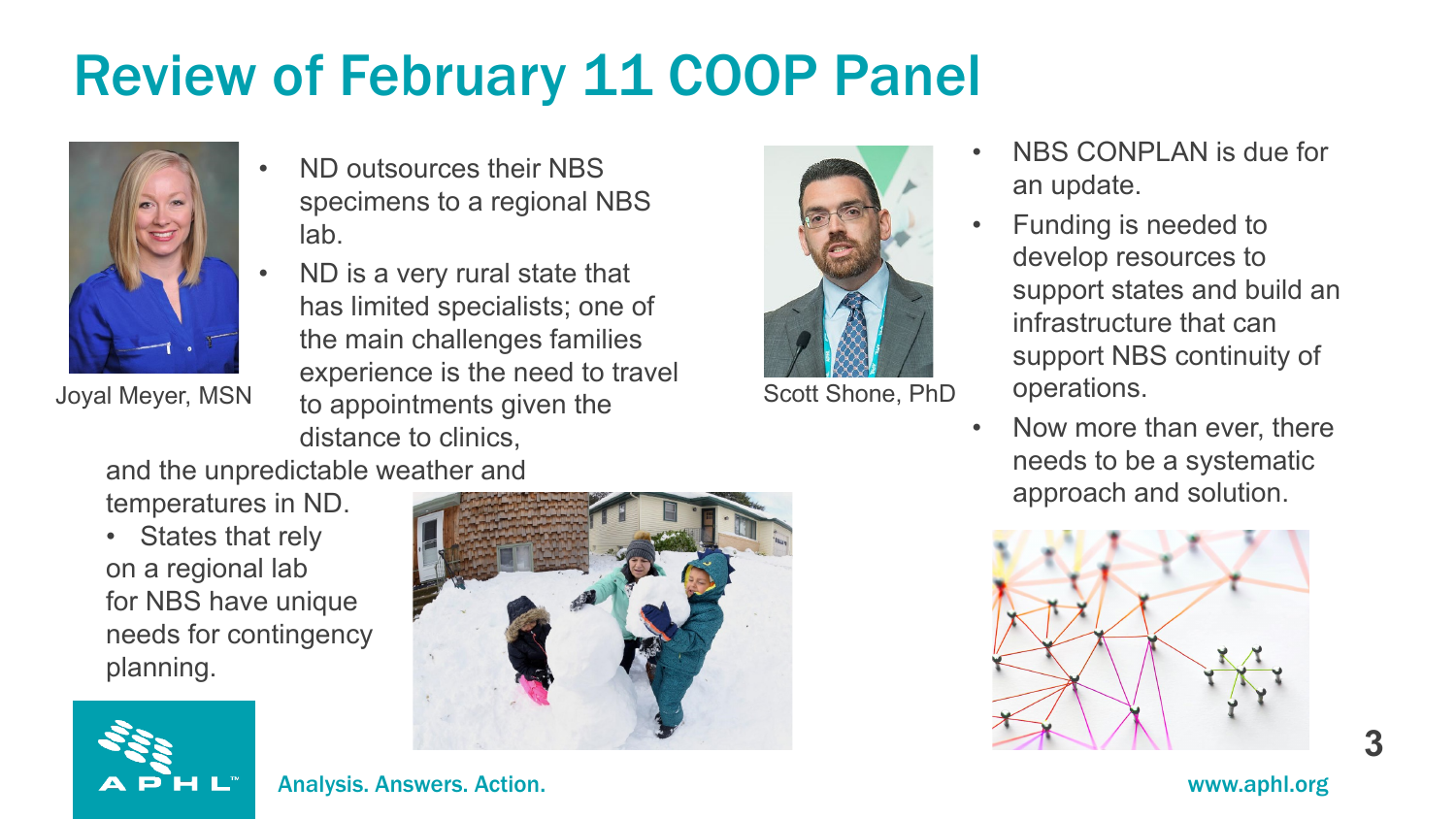# Review of February 11 COOP Panel

Joyal Meyer, MSN

- ND outsources their NBS specimens to a regional NBS lab.
- ND is a very rural state that has limited specialists; one of the main challenges families experience is the need to travel to appointments given the distance to clinics, and the unpredictable weather and temperatures in ND.
- States that rely on a regional lab for NBS have unique needs for contingency planning.

Scott Shone, PhD

- NBS CONPLAN is due for an update.
- Funding is needed to develop resources to support states and build an infrastructure that can support NBS continuity of operations.
- Now more than ever, there needs to be a systematic approach and solution.